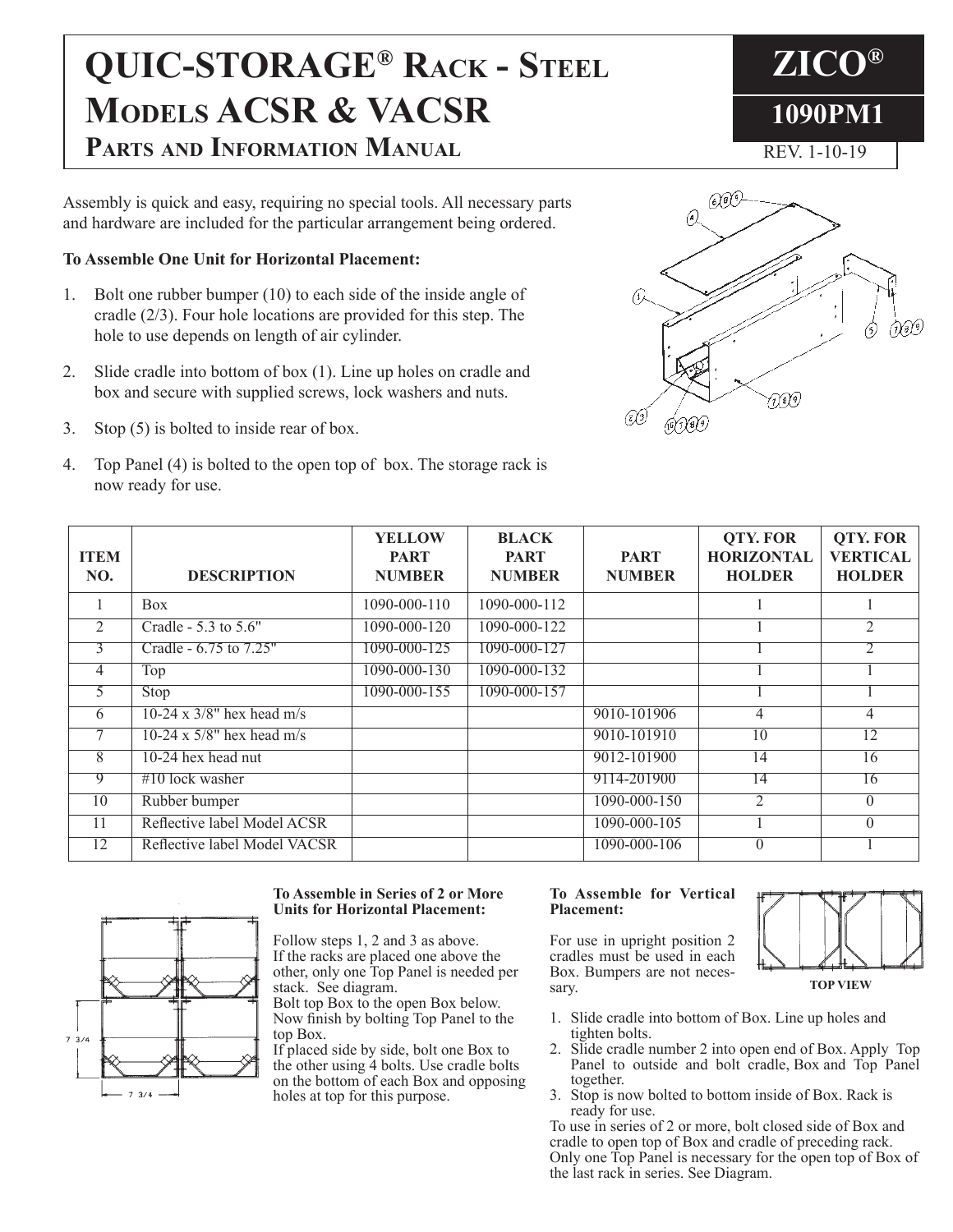# QUIC-STORAGE® Rack - Steel Models ACSR & VACSR

## Parts and Information Manual

**ZICO®**

**1090PM1**

REV. 1-10-19

Assembly is quick and easy, requiring no special tools. All necessary parts and hardware are included for the particular arrangement being ordered.

**To Assemble One Unit for Horizontal Placement:**

1. Bolt one rubber bumper (10) to each side of the inside angle of cradle (2/3). Four hole locations are provided for this step. The hole to use depends on length of air cylinder.
2. Slide cradle into bottom of box (1). Line up holes on cradle and box and secure with supplied screws, lock washers and nuts.
3. Stop (5) is bolted to inside rear of box.
4. Top Panel (4) is bolted to the open top of box. The storage rack is now ready for use.

| ITEM NO. | DESCRIPTION | YELLOW PART NUMBER | BLACK PART NUMBER | PART NUMBER | QTY. FOR HORIZONTAL HOLDER | QTY. FOR VERTICAL HOLDER |
|---|---|---|---|---|---|---|
| 1 | Box | 1090-000-110 | 1090-000-112 | | 1 | 1 |
| 2 | Cradle - 5.3 to 5.6" | 1090-000-120 | 1090-000-122 | | 1 | 2 |
| 3 | Cradle - 6.75 to 7.25" | 1090-000-125 | 1090-000-127 | | 1 | 2 |
| 4 | Top | 1090-000-130 | 1090-000-132 | | 1 | 1 |
| 5 | Stop | 1090-000-155 | 1090-000-157 | | 1 | 1 |
| 6 | 10-24 x 3/8" hex head m/s | | | 9010-101906 | 4 | 4 |
| 7 | 10-24 x 5/8" hex head m/s | | | 9010-101910 | 10 | 12 |
| 8 | 10-24 hex head nut | | | 9012-101900 | 14 | 16 |
| 9 | #10 lock washer | | | 9114-201900 | 14 | 16 |
| 10 | Rubber bumper | | | 1090-000-150 | 2 | 0 |
| 11 | Reflective label Model ACSR | | | 1090-000-105 | 1 | 0 |
| 12 | Reflective label Model VACSR | | | 1090-000-106 | 0 | 1 |

**To Assemble in Series of 2 or More Units for Horizontal Placement:**

Follow steps 1, 2 and 3 as above.
If the racks are placed one above the other, only one Top Panel is needed per stack. See diagram.
Bolt top Box to the open Box below. Now finish by bolting Top Panel to the top Box.
If placed side by side, bolt one Box to the other using 4 bolts. Use cradle bolts on the bottom of each Box and opposing holes at top for this purpose.

**To Assemble for Vertical Placement:**

For use in upright position 2 cradles must be used in each Box. Bumpers are not necessary.

**TOP VIEW**

1. Slide cradle into bottom of Box. Line up holes and tighten bolts.
2. Slide cradle number 2 into open end of Box. Apply Top Panel to outside and bolt cradle, Box and Top Panel together.
3. Stop is now bolted to bottom inside of Box. Rack is ready for use.

To use in series of 2 or more, bolt closed side of Box and cradle to open top of Box and cradle of preceding rack. Only one Top Panel is necessary for the open top of Box of the last rack in series. See Diagram.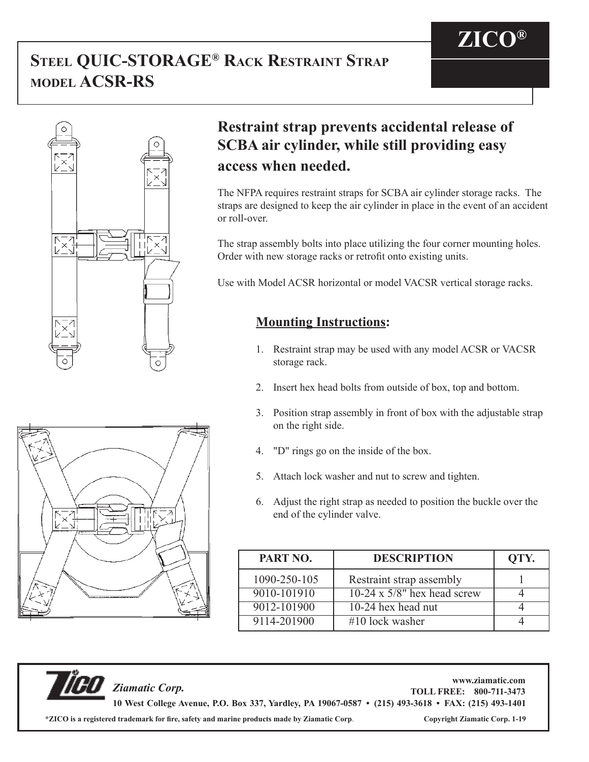# Steel QUIC-STORAGE® Rack Restraint Strap model ACSR-RS

**ZICO®**

## Restraint strap prevents accidental release of SCBA air cylinder, while still providing easy access when needed.

The NFPA requires restraint straps for SCBA air cylinder storage racks. The straps are designed to keep the air cylinder in place in the event of an accident or roll-over.

The strap assembly bolts into place utilizing the four corner mounting holes. Order with new storage racks or retrofit onto existing units.

Use with Model ACSR horizontal or model VACSR vertical storage racks.

### Mounting Instructions:

1. Restraint strap may be used with any model ACSR or VACSR storage rack.
2. Insert hex head bolts from outside of box, top and bottom.
3. Position strap assembly in front of box with the adjustable strap on the right side.
4. "D" rings go on the inside of the box.
5. Attach lock washer and nut to screw and tighten.
6. Adjust the right strap as needed to position the buckle over the end of the cylinder valve.

| PART NO. | DESCRIPTION | QTY. |
|---|---|---|
| 1090-250-105 | Restraint strap assembly | 1 |
| 9010-101910 | 10-24 x 5/8" hex head screw | 4 |
| 9012-101900 | 10-24 hex head nut | 4 |
| 9114-201900 | #10 lock washer | 4 |

*Ziamatic Corp.*

**www.ziamatic.com**
**TOLL FREE: 800-711-3473**
**10 West College Avenue, P.O. Box 337, Yardley, PA 19067-0587 • (215) 493-3618 • FAX: (215) 493-1401**

**\*ZICO is a registered trademark for fire, safety and marine products made by Ziamatic Corp.** **Copyright Ziamatic Corp. 1-19**